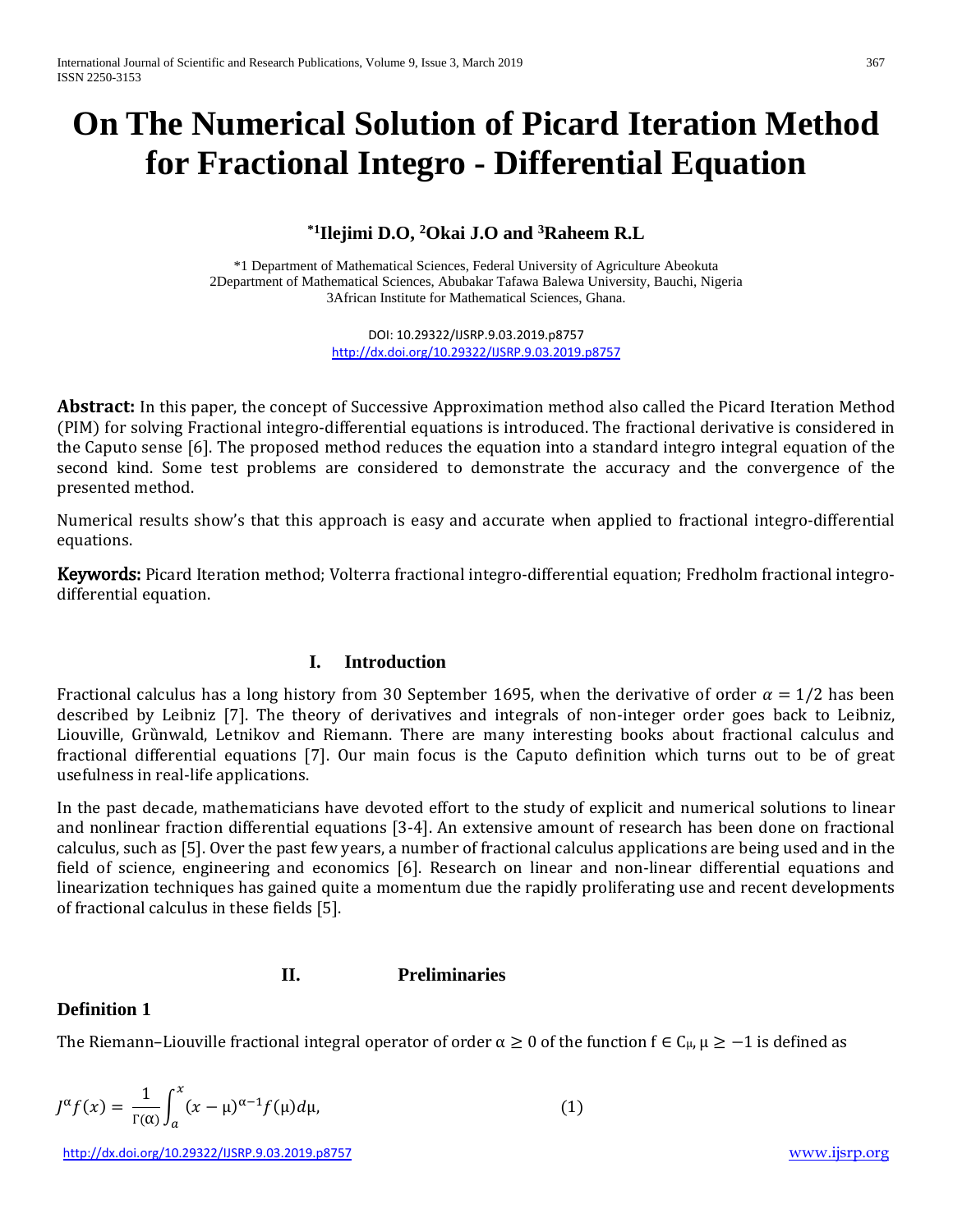# On The Numerical Solution of Picard Iteration Method for Fractional Integro - Differential Equation

**\*1 Ilejimi D.O, 2 Okai J.O and 3 Raheem R.L**

\*1 Department of Mathematical Sciences, Federal University of Agriculture Abeokuta
2Department of Mathematical Sciences, Abubakar Tafawa Balewa University, Bauchi, Nigeria
3African Institute for Mathematical Sciences, Ghana.

DOI: 10.29322/IJSRP.9.03.2019.p8757
http://dx.doi.org/10.29322/IJSRP.9.03.2019.p8757

**Abstract:** In this paper, the concept of Successive Approximation method also called the Picard Iteration Method (PIM) for solving Fractional integro-differential equations is introduced. The fractional derivative is considered in the Caputo sense [6]. The proposed method reduces the equation into a standard integro integral equation of the second kind. Some test problems are considered to demonstrate the accuracy and the convergence of the presented method.

Numerical results show's that this approach is easy and accurate when applied to fractional integro-differential equations.

**Keywords:** Picard Iteration method; Volterra fractional integro-differential equation; Fredholm fractional integro-differential equation.

## I. Introduction

Fractional calculus has a long history from 30 September 1695, when the derivative of order $\alpha = 1/2$ has been described by Leibniz [7]. The theory of derivatives and integrals of non-integer order goes back to Leibniz, Liouville, Grùnwald, Letnikov and Riemann. There are many interesting books about fractional calculus and fractional differential equations [7]. Our main focus is the Caputo definition which turns out to be of great usefulness in real-life applications.

In the past decade, mathematicians have devoted effort to the study of explicit and numerical solutions to linear and nonlinear fraction differential equations [3-4]. An extensive amount of research has been done on fractional calculus, such as [5]. Over the past few years, a number of fractional calculus applications are being used and in the field of science, engineering and economics [6]. Research on linear and non-linear differential equations and linearization techniques has gained quite a momentum due the rapidly proliferating use and recent developments of fractional calculus in these fields [5].

## II. Preliminaries

### Definition 1

The Riemann–Liouville fractional integral operator of order $\alpha \geq 0$ of the function $f \in C_\mu$, $\mu \geq -1$ is defined as

$$J^{\alpha} f(x) = \frac{1}{\Gamma(\alpha)} \int_{a}^{x} (x - \mu)^{\alpha - 1} f(\mu) d\mu, \qquad (1)$$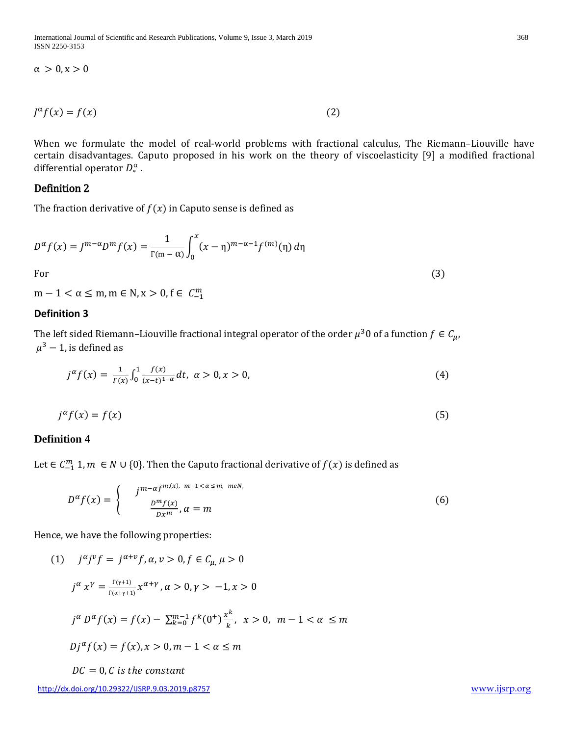$\alpha > 0, x > 0$

$$J^{\alpha} f(x) = f(x) \tag{2}$$

When we formulate the model of real-world problems with fractional calculus, The Riemann–Liouville have certain disadvantages. Caputo proposed in his work on the theory of viscoelasticity [9] a modified fractional differential operator $D_*^{\alpha}$.

## Definition 2

The fraction derivative of $f(x)$ in Caputo sense is defined as

$$D^{\alpha} f(x) = J^{m-\alpha} D^m f(x) = \frac{1}{\Gamma(m-\alpha)} \int_0^x (x-\eta)^{m-\alpha-1} f^{(m)}(\eta)\, d\eta$$

For (3)

$m - 1 < \alpha \leq m, m \in N, x > 0, f \in C_{-1}^{m}$

## Definition 3

The left sided Riemann–Liouville fractional integral operator of the order $\mu^3 0$ of a function $f \in C_{\mu}$, $\mu^3 - 1$, is defined as

$$j^{\alpha} f(x) = \frac{1}{\Gamma(x)} \int_0^1 \frac{f(x)}{(x-t)^{1-\alpha}} dt, \ \alpha > 0, x > 0, \tag{4}$$

$$j^{\alpha} f(x) = f(x) \tag{5}$$

## Definition 4

Let $\in C_{-1}^{m}$ 1, $m \in N \cup \{0\}$. Then the Caputo fractional derivative of $f(x)$ is defined as

$$D^{\alpha} f(x) = \begin{cases} j^{m-\alpha} f^{m,(x), \ m-1 < \alpha \leq m, \ meN,} \\ \dfrac{D^m f(x)}{Dx^m}, \alpha = m \end{cases} \tag{6}$$

Hence, we have the following properties:

(1) $j^{\alpha} j^{v} f = j^{\alpha+v} f, \alpha, v > 0, f \in C_{\mu,} \mu > 0$

$j^{\alpha} x^{\gamma} = \frac{\Gamma(\gamma+1)}{\Gamma(\alpha+\gamma+1)} x^{\alpha+\gamma}, \alpha > 0, \gamma > -1, x > 0$

$j^{\alpha} D^{\alpha} f(x) = f(x) - \sum_{k=0}^{m-1} f^{k}(0^{+}) \frac{x^k}{k}, \ x > 0, \ m-1 < \alpha \leq m$

$D j^{\alpha} f(x) = f(x), x > 0, m - 1 < \alpha \leq m$

$DC = 0, C$ *is the constant*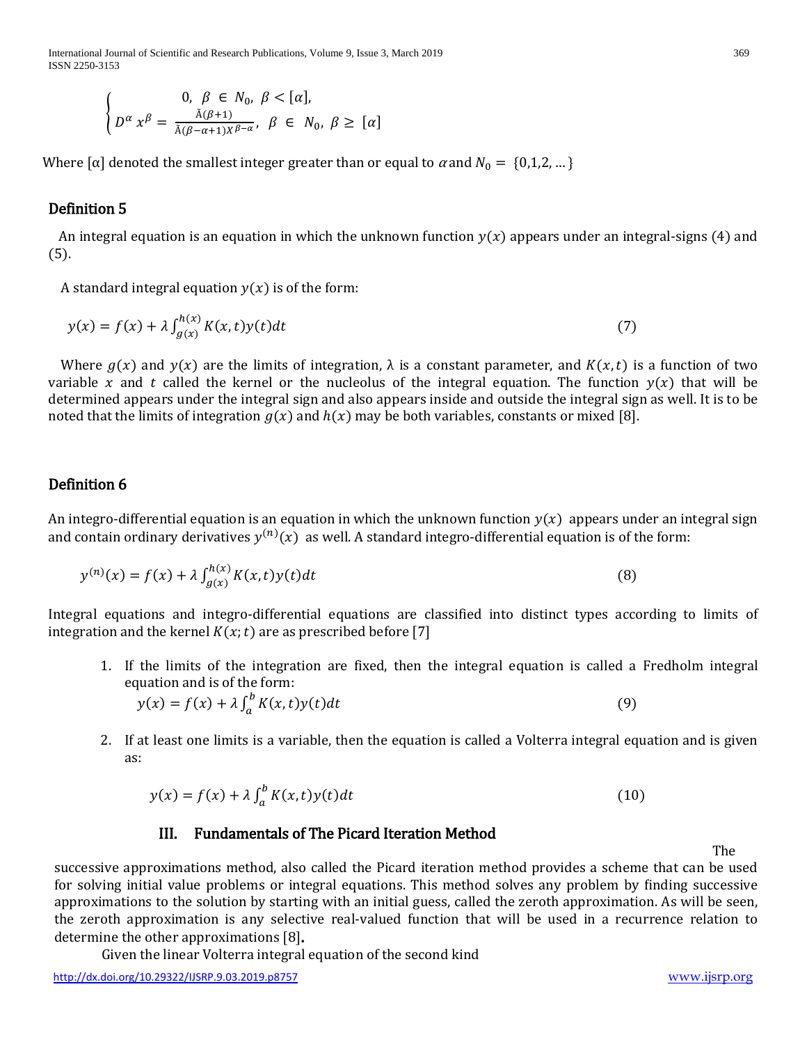$$
\begin{cases} 0, \ \beta \in N_0, \ \beta < [\alpha], \\ D^{\alpha} x^{\beta} = \frac{\tilde{A}(\beta+1)}{\tilde{A}(\beta-\alpha+1)X^{\beta-\alpha}}, \ \beta \in N_0, \ \beta \geq [\alpha] \end{cases}
$$

Where $[\alpha]$ denoted the smallest integer greater than or equal to $\alpha$ and $N_0 = \{0,1,2, \dots\}$

### Definition 5

An integral equation is an equation in which the unknown function $y(x)$ appears under an integral-signs (4) and (5).

A standard integral equation $y(x)$ is of the form:

$$y(x) = f(x) + \lambda \int_{g(x)}^{h(x)} K(x,t)y(t)dt \tag{7}$$

Where $g(x)$ and $y(x)$ are the limits of integration, $\lambda$ is a constant parameter, and $K(x,t)$ is a function of two variable $x$ and $t$ called the kernel or the nucleolus of the integral equation. The function $y(x)$ that will be determined appears under the integral sign and also appears inside and outside the integral sign as well. It is to be noted that the limits of integration $g(x)$ and $h(x)$ may be both variables, constants or mixed [8].

### Definition 6

An integro-differential equation is an equation in which the unknown function $y(x)$ appears under an integral sign and contain ordinary derivatives $y^{(n)}(x)$ as well. A standard integro-differential equation is of the form:

$$y^{(n)}(x) = f(x) + \lambda \int_{g(x)}^{h(x)} K(x,t)y(t)dt \tag{8}$$

Integral equations and integro-differential equations are classified into distinct types according to limits of integration and the kernel $K(x;t)$ are as prescribed before [7]

1. If the limits of the integration are fixed, then the integral equation is called a Fredholm integral equation and is of the form:
$$y(x) = f(x) + \lambda \int_{a}^{b} K(x,t)y(t)dt \tag{9}$$

2. If at least one limits is a variable, then the equation is called a Volterra integral equation and is given as:
$$y(x) = f(x) + \lambda \int_{a}^{b} K(x,t)y(t)dt \tag{10}$$

## III. Fundamentals of The Picard Iteration Method

The successive approximations method, also called the Picard iteration method provides a scheme that can be used for solving initial value problems or integral equations. This method solves any problem by finding successive approximations to the solution by starting with an initial guess, called the zeroth approximation. As will be seen, the zeroth approximation is any selective real-valued function that will be used in a recurrence relation to determine the other approximations [8].

Given the linear Volterra integral equation of the second kind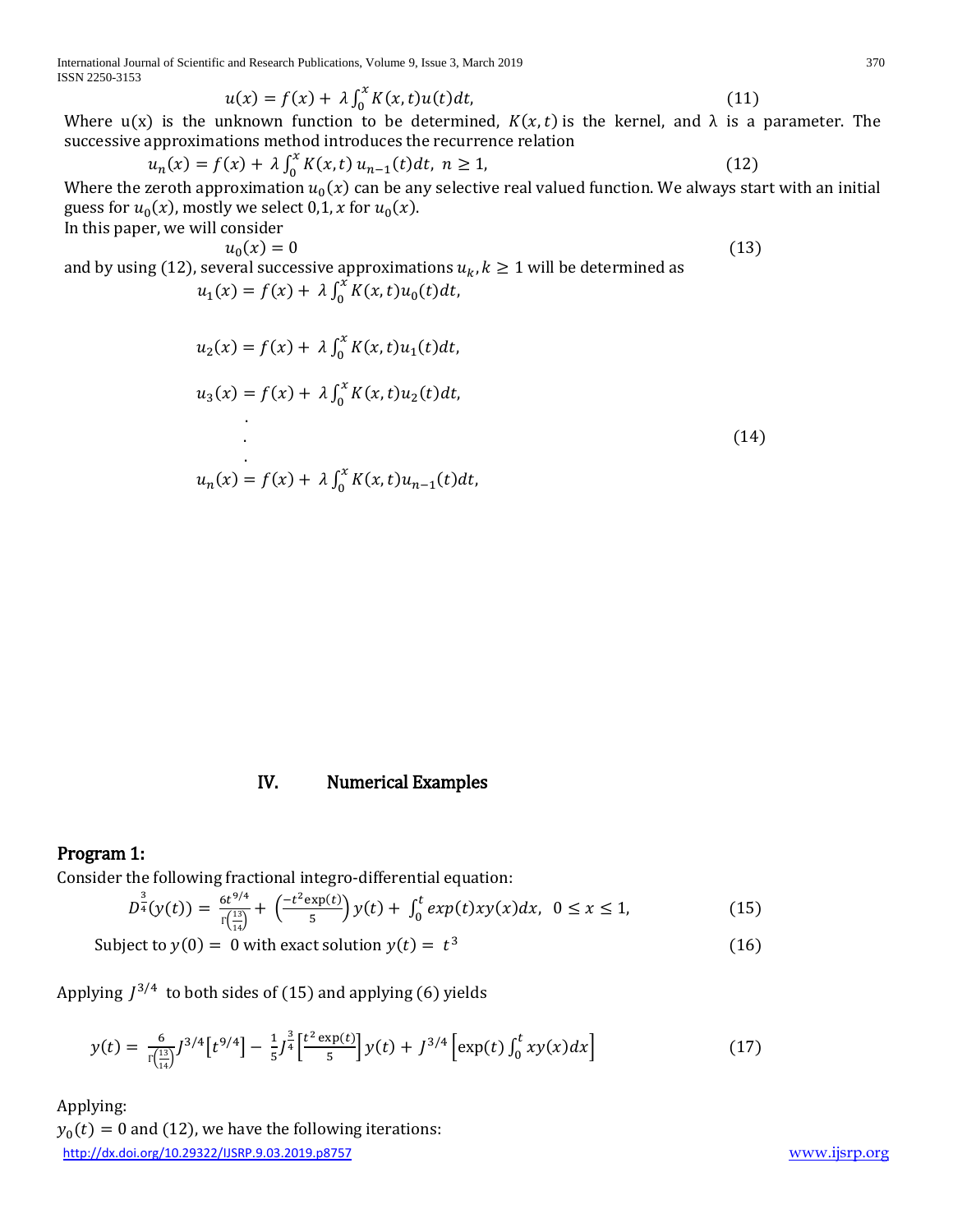$$u(x) = f(x) + \lambda \int_0^x K(x,t)u(t)dt, \tag{11}$$

Where u(x) is the unknown function to be determined, $K(x,t)$ is the kernel, and λ is a parameter. The successive approximations method introduces the recurrence relation

$$u_n(x) = f(x) + \lambda \int_0^x K(x,t)\, u_{n-1}(t)dt,\ n \geq 1, \tag{12}$$

Where the zeroth approximation $u_0(x)$ can be any selective real valued function. We always start with an initial guess for $u_0(x)$, mostly we select $0, 1, x$ for $u_0(x)$.

In this paper, we will consider

$$u_0(x) = 0 \tag{13}$$

and by using (12), several successive approximations $u_k, k \geq 1$ will be determined as

$$\begin{aligned}
u_1(x) &= f(x) + \lambda \int_0^x K(x,t)u_0(t)dt,\\
u_2(x) &= f(x) + \lambda \int_0^x K(x,t)u_1(t)dt,\\
u_3(x) &= f(x) + \lambda \int_0^x K(x,t)u_2(t)dt,\\
&\ \ \vdots\\
u_n(x) &= f(x) + \lambda \int_0^x K(x,t)u_{n-1}(t)dt,
\end{aligned} \tag{14}$$

## IV. Numerical Examples

### Program 1:

Consider the following fractional integro-differential equation:

$$D^{\frac{3}{4}}(y(t)) = \frac{6t^{9/4}}{\Gamma\left(\frac{13}{14}\right)} + \left(\frac{-t^2\exp(t)}{5}\right)y(t) + \int_0^t exp(t)xy(x)dx,\ \ 0 \leq x \leq 1, \tag{15}$$

Subject to $y(0) = 0$ with exact solution $y(t) = t^3$ (16)

Applying $J^{3/4}$ to both sides of (15) and applying (6) yields

$$y(t) = \frac{6}{\Gamma\left(\frac{13}{14}\right)} J^{3/4}\left[t^{9/4}\right] - \frac{1}{5} J^{\frac{3}{4}}\left[\frac{t^2\exp(t)}{5}\right] y(t) + J^{3/4}\left[\exp(t)\int_0^t xy(x)dx\right] \tag{17}$$

Applying:

$y_0(t) = 0$ and (12), we have the following iterations: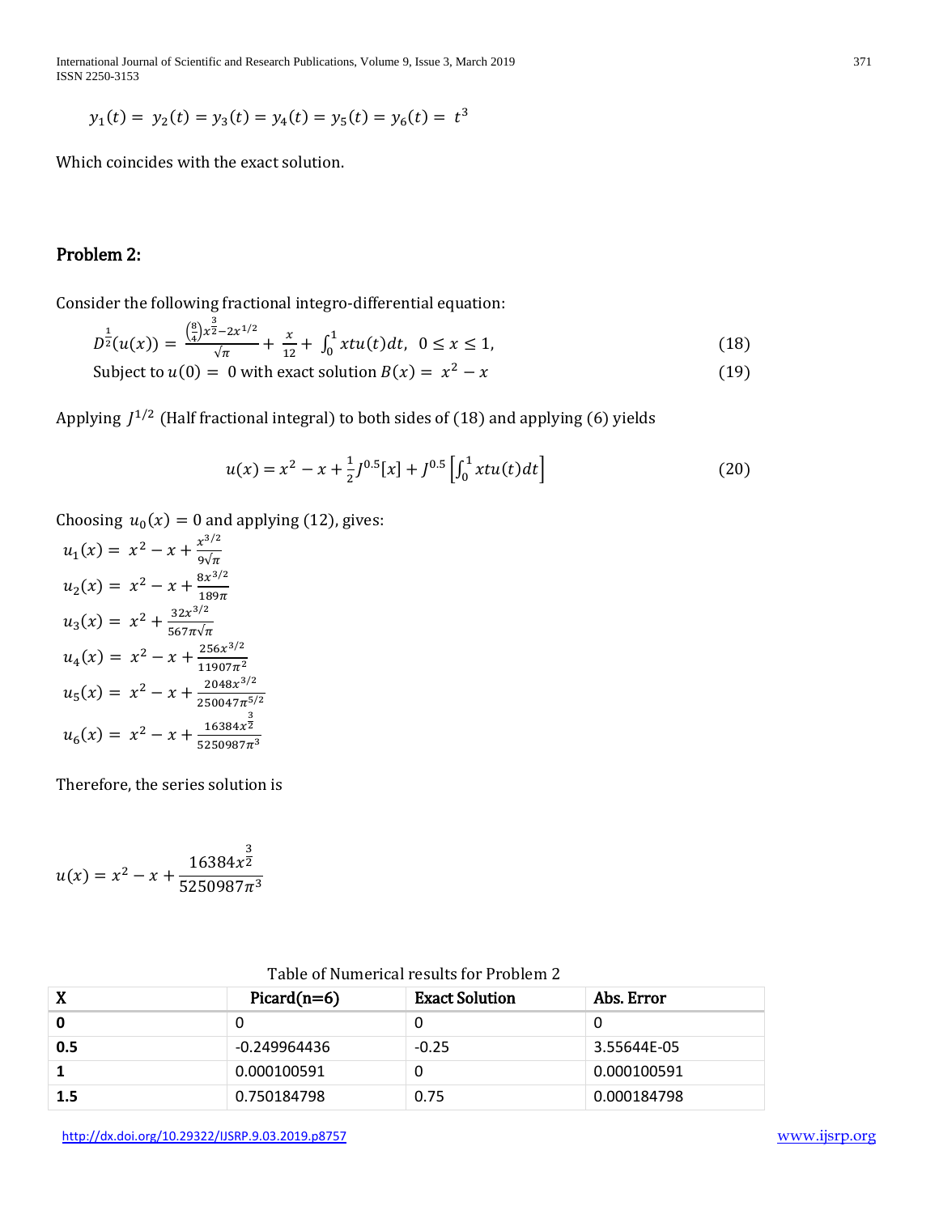$$y_1(t) = y_2(t) = y_3(t) = y_4(t) = y_5(t) = y_6(t) = t^3$$

Which coincides with the exact solution.

## Problem 2:

Consider the following fractional integro-differential equation:

$$D^{\frac{1}{2}}(u(x)) = \frac{\left(\frac{8}{4}\right)x^{\frac{3}{2}} - 2x^{1/2}}{\sqrt{\pi}} + \frac{x}{12} + \int_0^1 xtu(t)dt, \quad 0 \le x \le 1, \tag{18}$$

Subject to $u(0) = 0$ with exact solution $B(x) = x^2 - x$ (19)

Applying $J^{1/2}$ (Half fractional integral) to both sides of (18) and applying (6) yields

$$u(x) = x^2 - x + \frac{1}{2}J^{0.5}[x] + J^{0.5}\left[\int_0^1 xtu(t)dt\right] \tag{20}$$

Choosing $u_0(x) = 0$ and applying (12), gives:

$$u_1(x) = x^2 - x + \frac{x^{3/2}}{9\sqrt{\pi}}$$

$$u_2(x) = x^2 - x + \frac{8x^{3/2}}{189\pi}$$

$$u_3(x) = x^2 + \frac{32x^{3/2}}{567\pi\sqrt{\pi}}$$

$$u_4(x) = x^2 - x + \frac{256x^{3/2}}{11907\pi^2}$$

$$u_5(x) = x^2 - x + \frac{2048x^{3/2}}{250047\pi^{5/2}}$$

$$u_6(x) = x^2 - x + \frac{16384x^{\frac{3}{2}}}{5250987\pi^3}$$

Therefore, the series solution is

$$u(x) = x^2 - x + \frac{16384x^{\frac{3}{2}}}{5250987\pi^3}$$

Table of Numerical results for Problem 2

| X | Picard(n=6) | Exact Solution | Abs. Error |
|---|---|---|---|
| **0** | 0 | 0 | 0 |
| **0.5** | -0.249964436 | -0.25 | 3.55644E-05 |
| **1** | 0.000100591 | 0 | 0.000100591 |
| **1.5** | 0.750184798 | 0.75 | 0.000184798 |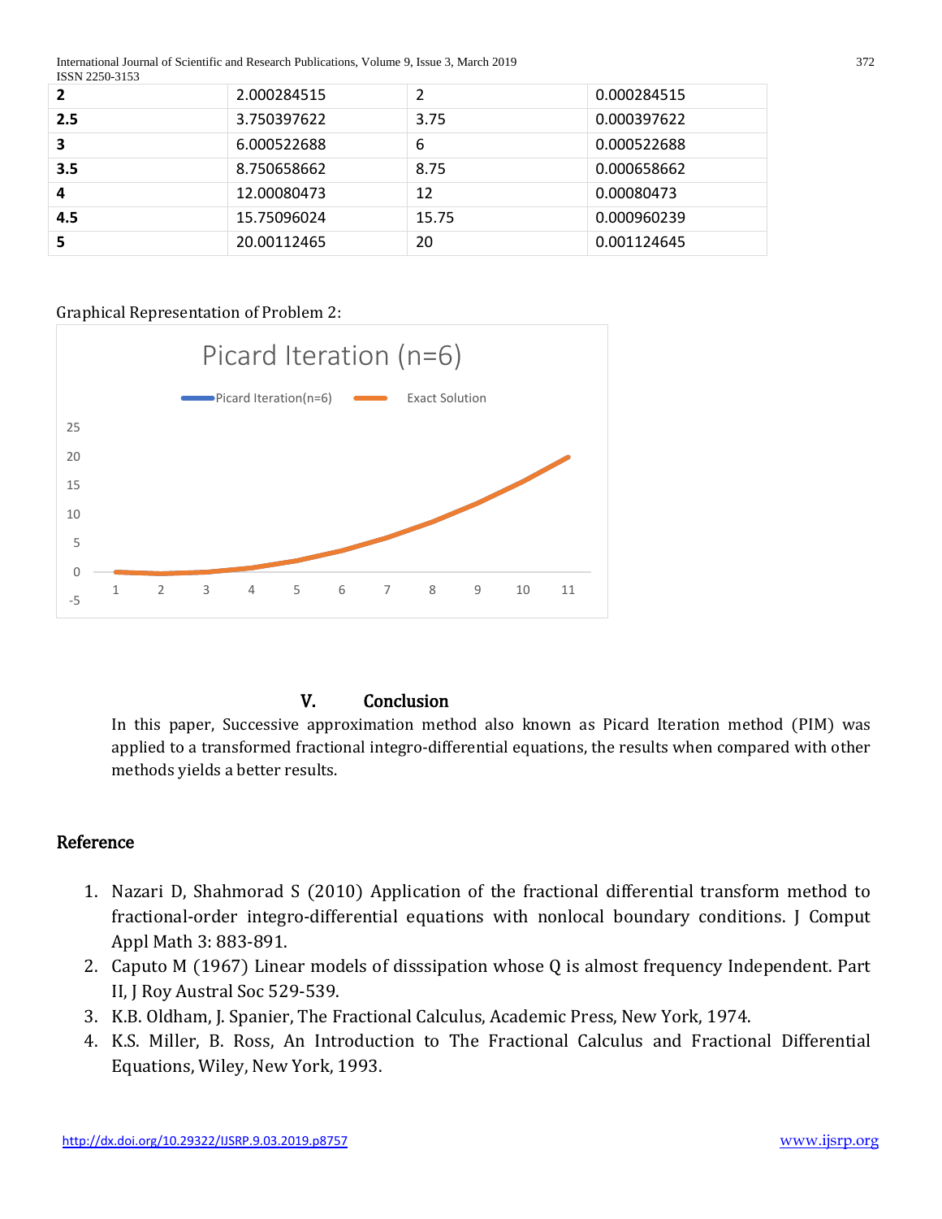| **2** | 2.000284515 | 2 | 0.000284515 |
|---|---|---|---|
| **2.5** | 3.750397622 | 3.75 | 0.000397622 |
| **3** | 6.000522688 | 6 | 0.000522688 |
| **3.5** | 8.750658662 | 8.75 | 0.000658662 |
| **4** | 12.00080473 | 12 | 0.00080473 |
| **4.5** | 15.75096024 | 15.75 | 0.000960239 |
| **5** | 20.00112465 | 20 | 0.001124645 |

Graphical Representation of Problem 2:

Picard Iteration (n=6)

## V. Conclusion

In this paper, Successive approximation method also known as Picard Iteration method (PIM) was applied to a transformed fractional integro-differential equations, the results when compared with other methods yields a better results.

## Reference

1. Nazari D, Shahmorad S (2010) Application of the fractional differential transform method to fractional-order integro-differential equations with nonlocal boundary conditions. J Comput Appl Math 3: 883-891.
2. Caputo M (1967) Linear models of disssipation whose Q is almost frequency Independent. Part II, J Roy Austral Soc 529-539.
3. K.B. Oldham, J. Spanier, The Fractional Calculus, Academic Press, New York, 1974.
4. K.S. Miller, B. Ross, An Introduction to The Fractional Calculus and Fractional Differential Equations, Wiley, New York, 1993.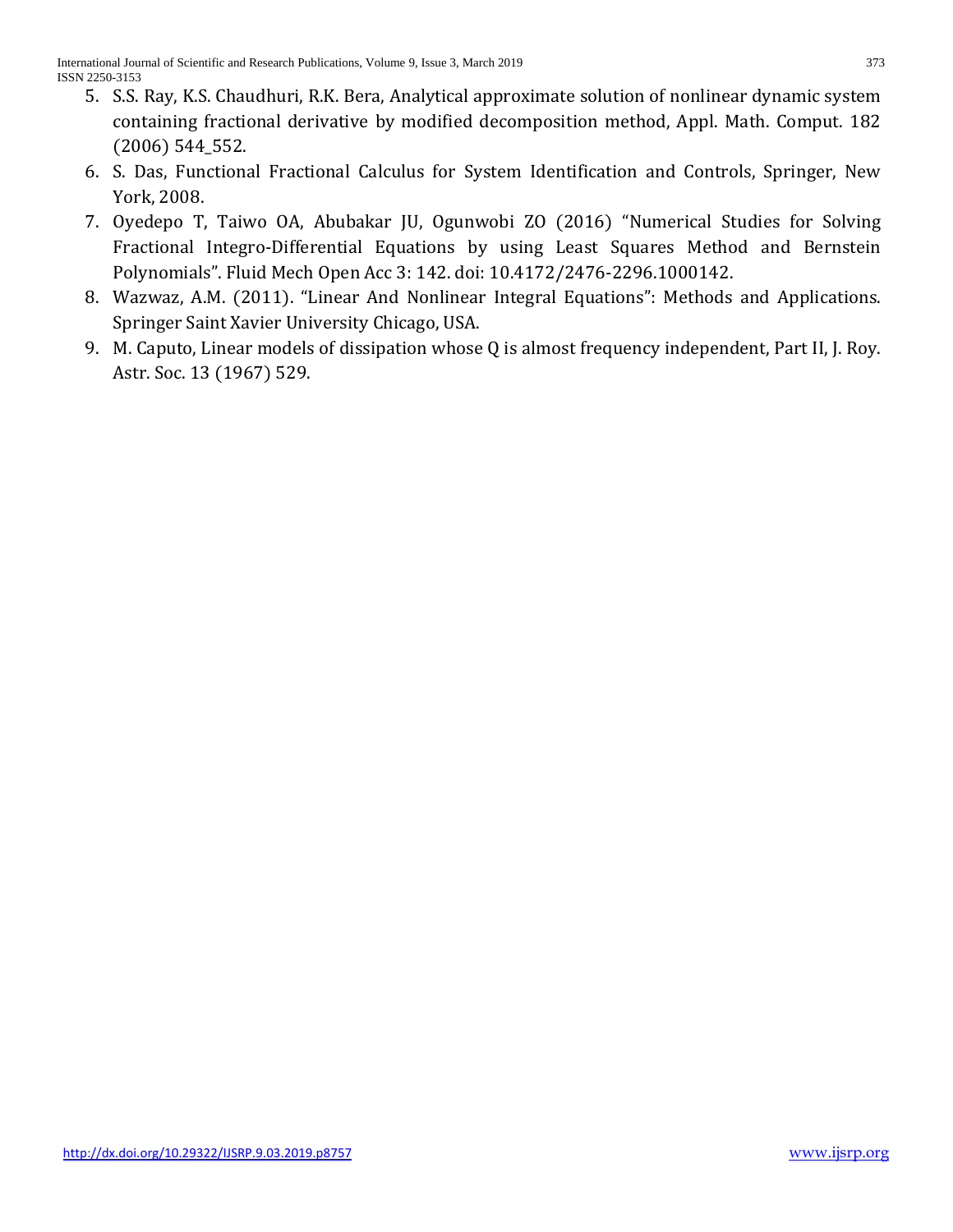5. S.S. Ray, K.S. Chaudhuri, R.K. Bera, Analytical approximate solution of nonlinear dynamic system containing fractional derivative by modified decomposition method, Appl. Math. Comput. 182 (2006) 544_552.
6. S. Das, Functional Fractional Calculus for System Identification and Controls, Springer, New York, 2008.
7. Oyedepo T, Taiwo OA, Abubakar JU, Ogunwobi ZO (2016) "Numerical Studies for Solving Fractional Integro-Differential Equations by using Least Squares Method and Bernstein Polynomials". Fluid Mech Open Acc 3: 142. doi: 10.4172/2476-2296.1000142.
8. Wazwaz, A.M. (2011). "Linear And Nonlinear Integral Equations": Methods and Applications. Springer Saint Xavier University Chicago, USA.
9. M. Caputo, Linear models of dissipation whose Q is almost frequency independent, Part II, J. Roy. Astr. Soc. 13 (1967) 529.